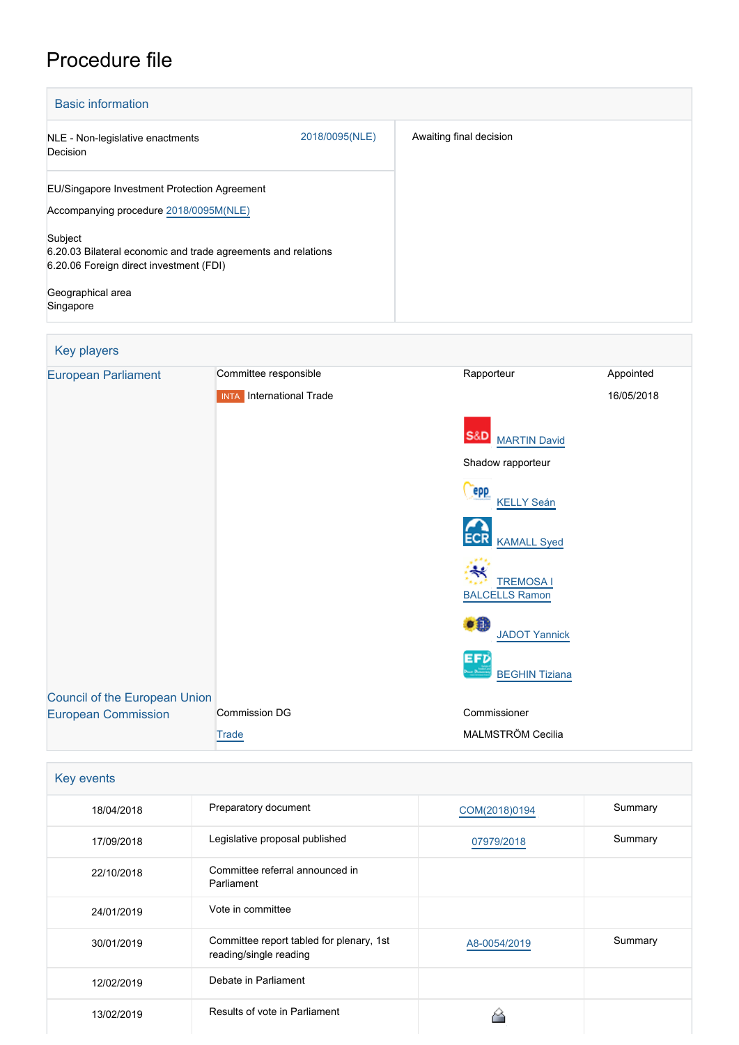# Procedure file

## Basic information

| | |
|---|---|
| NLE - Non-legislative enactments<br>Decision<br>2018/0095(NLE) | Awaiting final decision |
| EU/Singapore Investment Protection Agreement<br><br>Accompanying procedure 2018/0095M(NLE)<br><br>Subject<br>6.20.03 Bilateral economic and trade agreements and relations<br>6.20.06 Foreign direct investment (FDI)<br><br>Geographical area<br>Singapore | |

## Key players

| | | | |
|---|---|---|---|
| European Parliament | Committee responsible | Rapporteur | Appointed |
| | INTA International Trade | | 16/05/2018 |
| | | S&D MARTIN David | |
| | | Shadow rapporteur | |
| | | EPP KELLY Seán | |
| | | ECR KAMALL Syed | |
| | | TREMOSA I BALCELLS Ramon | |
| | | JADOT Yannick | |
| | | EFD BEGHIN Tiziana | |
| Council of the European Union | | | |
| European Commission | Commission DG | Commissioner | |
| | Trade | MALMSTRÖM Cecilia | |

## Key events

| | | | |
|---|---|---|---|
| 18/04/2018 | Preparatory document | COM(2018)0194 | Summary |
| 17/09/2018 | Legislative proposal published | 07979/2018 | Summary |
| 22/10/2018 | Committee referral announced in Parliament | | |
| 24/01/2019 | Vote in committee | | |
| 30/01/2019 | Committee report tabled for plenary, 1st reading/single reading | A8-0054/2019 | Summary |
| 12/02/2019 | Debate in Parliament | | |
| 13/02/2019 | Results of vote in Parliament | | |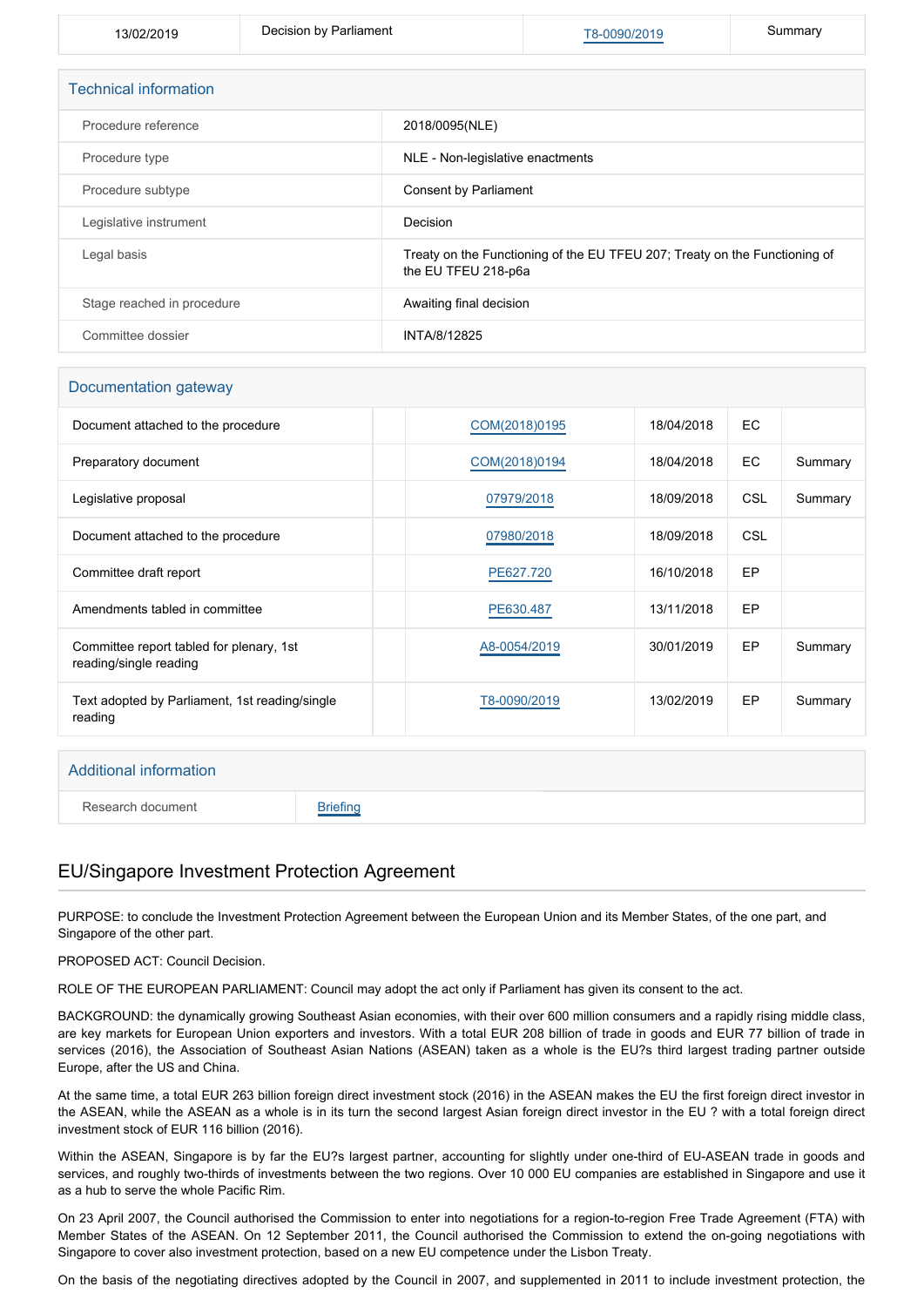| 13/02/2019 | Decision by Parliament | T8-0090/2019 | Summary |
|---|---|---|---|

## Technical information

| | |
|---|---|
| Procedure reference | 2018/0095(NLE) |
| Procedure type | NLE - Non-legislative enactments |
| Procedure subtype | Consent by Parliament |
| Legislative instrument | Decision |
| Legal basis | Treaty on the Functioning of the EU TFEU 207; Treaty on the Functioning of the EU TFEU 218-p6a |
| Stage reached in procedure | Awaiting final decision |
| Committee dossier | INTA/8/12825 |

## Documentation gateway

| | | | | | |
|---|---|---|---|---|---|
| Document attached to the procedure | | COM(2018)0195 | 18/04/2018 | EC | |
| Preparatory document | | COM(2018)0194 | 18/04/2018 | EC | Summary |
| Legislative proposal | | 07979/2018 | 18/09/2018 | CSL | Summary |
| Document attached to the procedure | | 07980/2018 | 18/09/2018 | CSL | |
| Committee draft report | | PE627.720 | 16/10/2018 | EP | |
| Amendments tabled in committee | | PE630.487 | 13/11/2018 | EP | |
| Committee report tabled for plenary, 1st reading/single reading | | A8-0054/2019 | 30/01/2019 | EP | Summary |
| Text adopted by Parliament, 1st reading/single reading | | T8-0090/2019 | 13/02/2019 | EP | Summary |

## Additional information

| | |
|---|---|
| Research document | Briefing |

## EU/Singapore Investment Protection Agreement

PURPOSE: to conclude the Investment Protection Agreement between the European Union and its Member States, of the one part, and Singapore of the other part.

PROPOSED ACT: Council Decision.

ROLE OF THE EUROPEAN PARLIAMENT: Council may adopt the act only if Parliament has given its consent to the act.

BACKGROUND: the dynamically growing Southeast Asian economies, with their over 600 million consumers and a rapidly rising middle class, are key markets for European Union exporters and investors. With a total EUR 208 billion of trade in goods and EUR 77 billion of trade in services (2016), the Association of Southeast Asian Nations (ASEAN) taken as a whole is the EU?s third largest trading partner outside Europe, after the US and China.

At the same time, a total EUR 263 billion foreign direct investment stock (2016) in the ASEAN makes the EU the first foreign direct investor in the ASEAN, while the ASEAN as a whole is in its turn the second largest Asian foreign direct investor in the EU ? with a total foreign direct investment stock of EUR 116 billion (2016).

Within the ASEAN, Singapore is by far the EU?s largest partner, accounting for slightly under one-third of EU-ASEAN trade in goods and services, and roughly two-thirds of investments between the two regions. Over 10 000 EU companies are established in Singapore and use it as a hub to serve the whole Pacific Rim.

On 23 April 2007, the Council authorised the Commission to enter into negotiations for a region-to-region Free Trade Agreement (FTA) with Member States of the ASEAN. On 12 September 2011, the Council authorised the Commission to extend the on-going negotiations with Singapore to cover also investment protection, based on a new EU competence under the Lisbon Treaty.

On the basis of the negotiating directives adopted by the Council in 2007, and supplemented in 2011 to include investment protection, the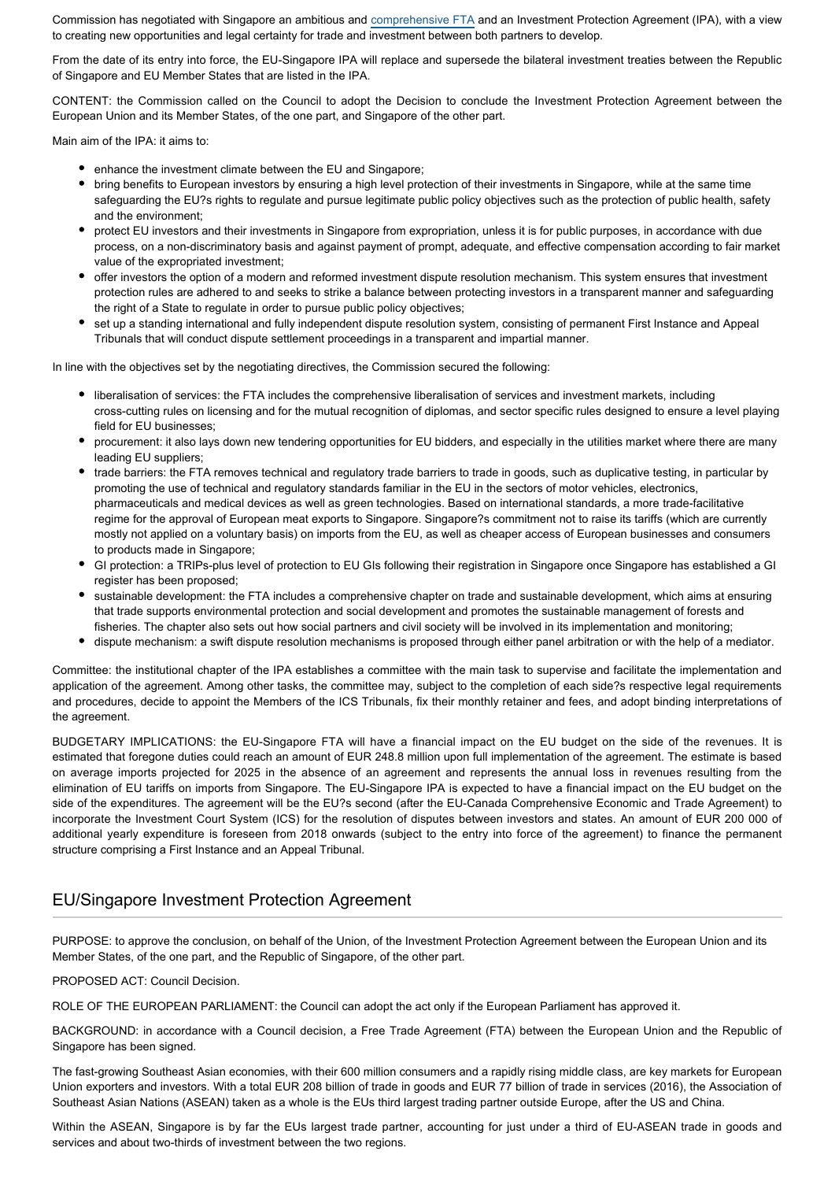Commission has negotiated with Singapore an ambitious and comprehensive FTA and an Investment Protection Agreement (IPA), with a view to creating new opportunities and legal certainty for trade and investment between both partners to develop.

From the date of its entry into force, the EU-Singapore IPA will replace and supersede the bilateral investment treaties between the Republic of Singapore and EU Member States that are listed in the IPA.

CONTENT: the Commission called on the Council to adopt the Decision to conclude the Investment Protection Agreement between the European Union and its Member States, of the one part, and Singapore of the other part.

Main aim of the IPA: it aims to:

- enhance the investment climate between the EU and Singapore;
- bring benefits to European investors by ensuring a high level protection of their investments in Singapore, while at the same time safeguarding the EU?s rights to regulate and pursue legitimate public policy objectives such as the protection of public health, safety and the environment;
- protect EU investors and their investments in Singapore from expropriation, unless it is for public purposes, in accordance with due process, on a non-discriminatory basis and against payment of prompt, adequate, and effective compensation according to fair market value of the expropriated investment;
- offer investors the option of a modern and reformed investment dispute resolution mechanism. This system ensures that investment protection rules are adhered to and seeks to strike a balance between protecting investors in a transparent manner and safeguarding the right of a State to regulate in order to pursue public policy objectives;
- set up a standing international and fully independent dispute resolution system, consisting of permanent First Instance and Appeal Tribunals that will conduct dispute settlement proceedings in a transparent and impartial manner.

In line with the objectives set by the negotiating directives, the Commission secured the following:

- liberalisation of services: the FTA includes the comprehensive liberalisation of services and investment markets, including cross-cutting rules on licensing and for the mutual recognition of diplomas, and sector specific rules designed to ensure a level playing field for EU businesses;
- procurement: it also lays down new tendering opportunities for EU bidders, and especially in the utilities market where there are many leading EU suppliers;
- trade barriers: the FTA removes technical and regulatory trade barriers to trade in goods, such as duplicative testing, in particular by promoting the use of technical and regulatory standards familiar in the EU in the sectors of motor vehicles, electronics, pharmaceuticals and medical devices as well as green technologies. Based on international standards, a more trade-facilitative regime for the approval of European meat exports to Singapore. Singapore?s commitment not to raise its tariffs (which are currently mostly not applied on a voluntary basis) on imports from the EU, as well as cheaper access of European businesses and consumers to products made in Singapore;
- GI protection: a TRIPs-plus level of protection to EU GIs following their registration in Singapore once Singapore has established a GI register has been proposed;
- sustainable development: the FTA includes a comprehensive chapter on trade and sustainable development, which aims at ensuring that trade supports environmental protection and social development and promotes the sustainable management of forests and fisheries. The chapter also sets out how social partners and civil society will be involved in its implementation and monitoring;
- dispute mechanism: a swift dispute resolution mechanisms is proposed through either panel arbitration or with the help of a mediator.

Committee: the institutional chapter of the IPA establishes a committee with the main task to supervise and facilitate the implementation and application of the agreement. Among other tasks, the committee may, subject to the completion of each side?s respective legal requirements and procedures, decide to appoint the Members of the ICS Tribunals, fix their monthly retainer and fees, and adopt binding interpretations of the agreement.

BUDGETARY IMPLICATIONS: the EU-Singapore FTA will have a financial impact on the EU budget on the side of the revenues. It is estimated that foregone duties could reach an amount of EUR 248.8 million upon full implementation of the agreement. The estimate is based on average imports projected for 2025 in the absence of an agreement and represents the annual loss in revenues resulting from the elimination of EU tariffs on imports from Singapore. The EU-Singapore IPA is expected to have a financial impact on the EU budget on the side of the expenditures. The agreement will be the EU?s second (after the EU-Canada Comprehensive Economic and Trade Agreement) to incorporate the Investment Court System (ICS) for the resolution of disputes between investors and states. An amount of EUR 200 000 of additional yearly expenditure is foreseen from 2018 onwards (subject to the entry into force of the agreement) to finance the permanent structure comprising a First Instance and an Appeal Tribunal.

## EU/Singapore Investment Protection Agreement

PURPOSE: to approve the conclusion, on behalf of the Union, of the Investment Protection Agreement between the European Union and its Member States, of the one part, and the Republic of Singapore, of the other part.

PROPOSED ACT: Council Decision.

ROLE OF THE EUROPEAN PARLIAMENT: the Council can adopt the act only if the European Parliament has approved it.

BACKGROUND: in accordance with a Council decision, a Free Trade Agreement (FTA) between the European Union and the Republic of Singapore has been signed.

The fast-growing Southeast Asian economies, with their 600 million consumers and a rapidly rising middle class, are key markets for European Union exporters and investors. With a total EUR 208 billion of trade in goods and EUR 77 billion of trade in services (2016), the Association of Southeast Asian Nations (ASEAN) taken as a whole is the EUs third largest trading partner outside Europe, after the US and China.

Within the ASEAN, Singapore is by far the EUs largest trade partner, accounting for just under a third of EU-ASEAN trade in goods and services and about two-thirds of investment between the two regions.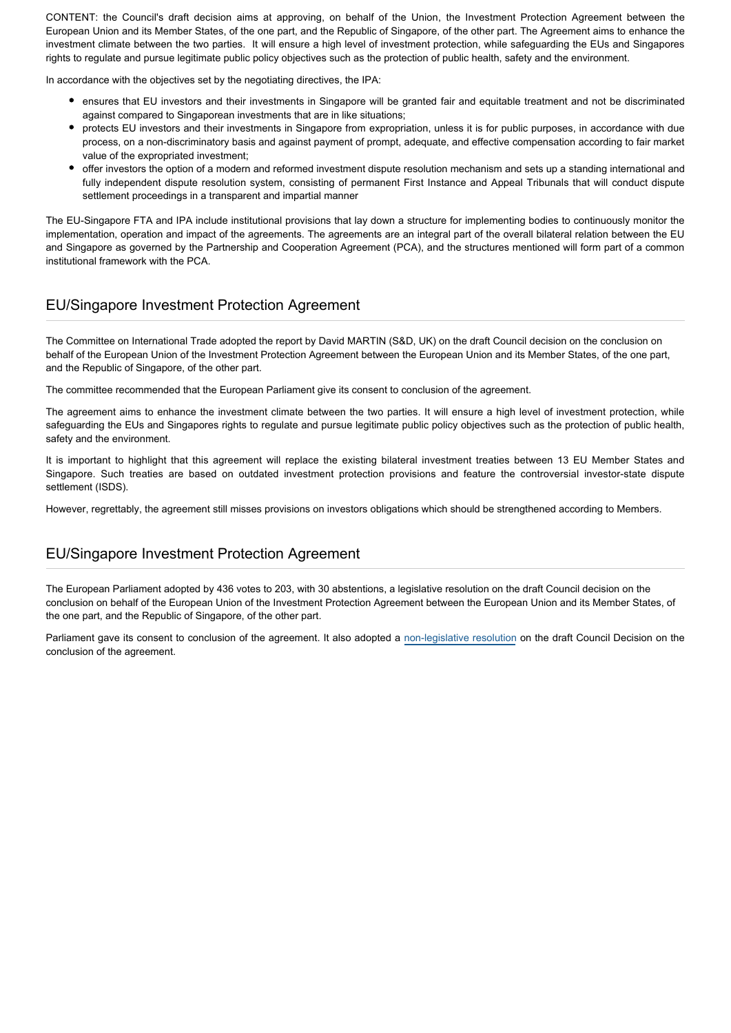CONTENT: the Council's draft decision aims at approving, on behalf of the Union, the Investment Protection Agreement between the European Union and its Member States, of the one part, and the Republic of Singapore, of the other part. The Agreement aims to enhance the investment climate between the two parties. It will ensure a high level of investment protection, while safeguarding the EUs and Singapores rights to regulate and pursue legitimate public policy objectives such as the protection of public health, safety and the environment.

In accordance with the objectives set by the negotiating directives, the IPA:

- ensures that EU investors and their investments in Singapore will be granted fair and equitable treatment and not be discriminated against compared to Singaporean investments that are in like situations;
- protects EU investors and their investments in Singapore from expropriation, unless it is for public purposes, in accordance with due process, on a non-discriminatory basis and against payment of prompt, adequate, and effective compensation according to fair market value of the expropriated investment;
- offer investors the option of a modern and reformed investment dispute resolution mechanism and sets up a standing international and fully independent dispute resolution system, consisting of permanent First Instance and Appeal Tribunals that will conduct dispute settlement proceedings in a transparent and impartial manner

The EU-Singapore FTA and IPA include institutional provisions that lay down a structure for implementing bodies to continuously monitor the implementation, operation and impact of the agreements. The agreements are an integral part of the overall bilateral relation between the EU and Singapore as governed by the Partnership and Cooperation Agreement (PCA), and the structures mentioned will form part of a common institutional framework with the PCA.

## EU/Singapore Investment Protection Agreement

The Committee on International Trade adopted the report by David MARTIN (S&D, UK) on the draft Council decision on the conclusion on behalf of the European Union of the Investment Protection Agreement between the European Union and its Member States, of the one part, and the Republic of Singapore, of the other part.

The committee recommended that the European Parliament give its consent to conclusion of the agreement.

The agreement aims to enhance the investment climate between the two parties. It will ensure a high level of investment protection, while safeguarding the EUs and Singapores rights to regulate and pursue legitimate public policy objectives such as the protection of public health, safety and the environment.

It is important to highlight that this agreement will replace the existing bilateral investment treaties between 13 EU Member States and Singapore. Such treaties are based on outdated investment protection provisions and feature the controversial investor-state dispute settlement (ISDS).

However, regrettably, the agreement still misses provisions on investors obligations which should be strengthened according to Members.

## EU/Singapore Investment Protection Agreement

The European Parliament adopted by 436 votes to 203, with 30 abstentions, a legislative resolution on the draft Council decision on the conclusion on behalf of the European Union of the Investment Protection Agreement between the European Union and its Member States, of the one part, and the Republic of Singapore, of the other part.

Parliament gave its consent to conclusion of the agreement. It also adopted a non-legislative resolution on the draft Council Decision on the conclusion of the agreement.